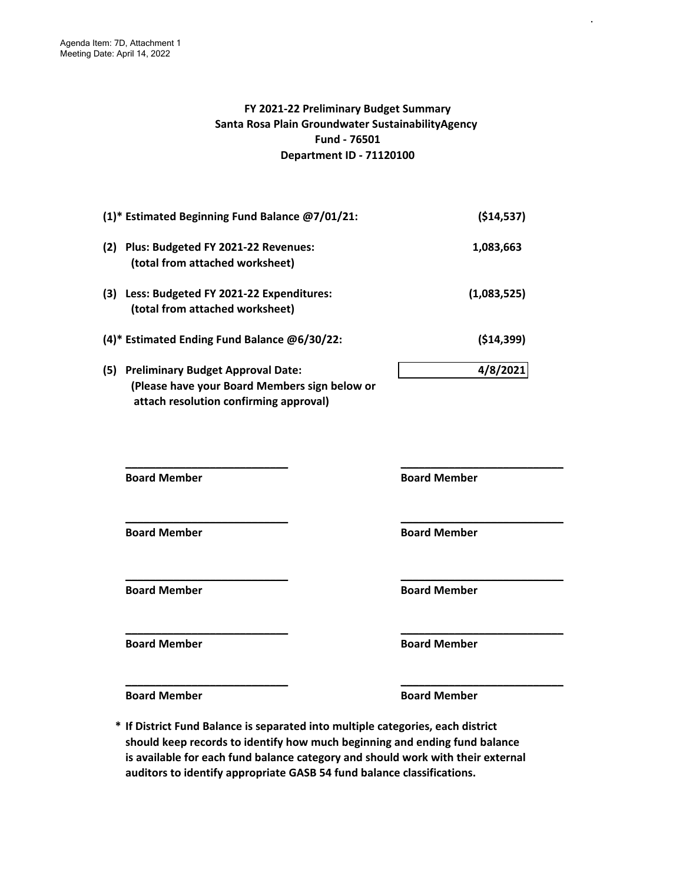Agenda Item: 7D, Attachment 1
Meeting Date: April 14, 2022

**FY 2021-22 Preliminary Budget Summary**
**Santa Rosa Plain Groundwater SustainabilityAgency**
**Fund - 76501**
**Department ID - 71120100**

| | |
|---|---|
| **(1)* Estimated Beginning Fund Balance @7/01/21:** | **($14,537)** |
| **(2) Plus: Budgeted FY 2021-22 Revenues:** **(total from attached worksheet)** | **1,083,663** |
| **(3) Less: Budgeted FY 2021-22 Expenditures:** **(total from attached worksheet)** | **(1,083,525)** |
| **(4)* Estimated Ending Fund Balance @6/30/22:** | **($14,399)** |
| **(5) Preliminary Budget Approval Date:** **(Please have your Board Members sign below or attach resolution confirming approval)** | **4/8/2021** |

| | |
|---|---|
| ______________________ | ______________________ |
| **Board Member** | **Board Member** |
| ______________________ | ______________________ |
| **Board Member** | **Board Member** |
| ______________________ | ______________________ |
| **Board Member** | **Board Member** |
| ______________________ | ______________________ |
| **Board Member** | **Board Member** |
| ______________________ | ______________________ |
| **Board Member** | **Board Member** |

**\* If District Fund Balance is separated into multiple categories, each district should keep records to identify how much beginning and ending fund balance is available for each fund balance category and should work with their external auditors to identify appropriate GASB 54 fund balance classifications.**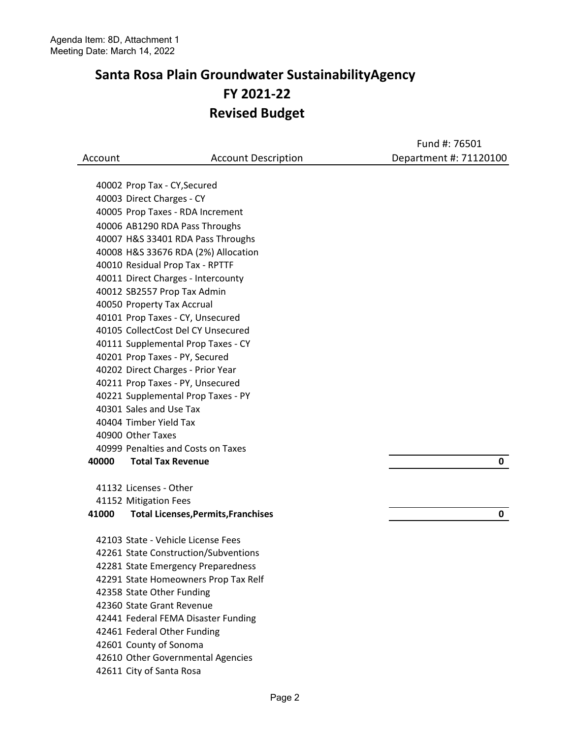Agenda Item: 8D, Attachment 1
Meeting Date: March 14, 2022

# Santa Rosa Plain Groundwater SustainabilityAgency
## FY 2021-22
## Revised Budget

| Account | Account Description | Fund #: 76501<br>Department #: 71120100 |
|---|---|---|
| 40002 | Prop Tax - CY,Secured | |
| 40003 | Direct Charges - CY | |
| 40005 | Prop Taxes - RDA Increment | |
| 40006 | AB1290 RDA Pass Throughs | |
| 40007 | H&S 33401 RDA Pass Throughs | |
| 40008 | H&S 33676 RDA (2%) Allocation | |
| 40010 | Residual Prop Tax - RPTTF | |
| 40011 | Direct Charges - Intercounty | |
| 40012 | SB2557 Prop Tax Admin | |
| 40050 | Property Tax Accrual | |
| 40101 | Prop Taxes - CY, Unsecured | |
| 40105 | CollectCost Del CY Unsecured | |
| 40111 | Supplemental Prop Taxes - CY | |
| 40201 | Prop Taxes - PY, Secured | |
| 40202 | Direct Charges - Prior Year | |
| 40211 | Prop Taxes - PY, Unsecured | |
| 40221 | Supplemental Prop Taxes - PY | |
| 40301 | Sales and Use Tax | |
| 40404 | Timber Yield Tax | |
| 40900 | Other Taxes | |
| 40999 | Penalties and Costs on Taxes | |
| **40000** | **Total Tax Revenue** | **0** |
| 41132 | Licenses - Other | |
| 41152 | Mitigation Fees | |
| **41000** | **Total Licenses,Permits,Franchises** | **0** |
| 42103 | State - Vehicle License Fees | |
| 42261 | State Construction/Subventions | |
| 42281 | State Emergency Preparedness | |
| 42291 | State Homeowners Prop Tax Relf | |
| 42358 | State Other Funding | |
| 42360 | State Grant Revenue | |
| 42441 | Federal FEMA Disaster Funding | |
| 42461 | Federal Other Funding | |
| 42601 | County of Sonoma | |
| 42610 | Other Governmental Agencies | |
| 42611 | City of Santa Rosa | |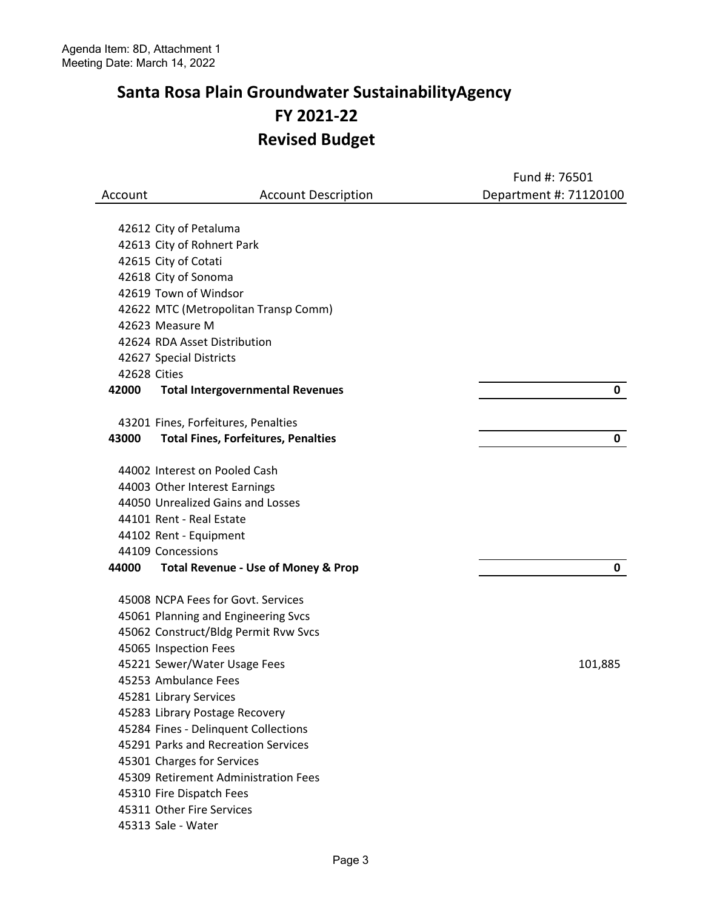Agenda Item: 8D, Attachment 1
Meeting Date: March 14, 2022

# Santa Rosa Plain Groundwater SustainabilityAgency
# FY 2021-22
# Revised Budget

| Account | Account Description | Fund #: 76501<br>Department #: 71120100 |
|---|---|---|
| 42612 | City of Petaluma | |
| 42613 | City of Rohnert Park | |
| 42615 | City of Cotati | |
| 42618 | City of Sonoma | |
| 42619 | Town of Windsor | |
| 42622 | MTC (Metropolitan Transp Comm) | |
| 42623 | Measure M | |
| 42624 | RDA Asset Distribution | |
| 42627 | Special Districts | |
| 42628 | Cities | |
| **42000** | **Total Intergovernmental Revenues** | **0** |
| 43201 | Fines, Forfeitures, Penalties | |
| **43000** | **Total Fines, Forfeitures, Penalties** | **0** |
| 44002 | Interest on Pooled Cash | |
| 44003 | Other Interest Earnings | |
| 44050 | Unrealized Gains and Losses | |
| 44101 | Rent - Real Estate | |
| 44102 | Rent - Equipment | |
| 44109 | Concessions | |
| **44000** | **Total Revenue - Use of Money & Prop** | **0** |
| 45008 | NCPA Fees for Govt. Services | |
| 45061 | Planning and Engineering Svcs | |
| 45062 | Construct/Bldg Permit Rvw Svcs | |
| 45065 | Inspection Fees | |
| 45221 | Sewer/Water Usage Fees | 101,885 |
| 45253 | Ambulance Fees | |
| 45281 | Library Services | |
| 45283 | Library Postage Recovery | |
| 45284 | Fines - Delinquent Collections | |
| 45291 | Parks and Recreation Services | |
| 45301 | Charges for Services | |
| 45309 | Retirement Administration Fees | |
| 45310 | Fire Dispatch Fees | |
| 45311 | Other Fire Services | |
| 45313 | Sale - Water | |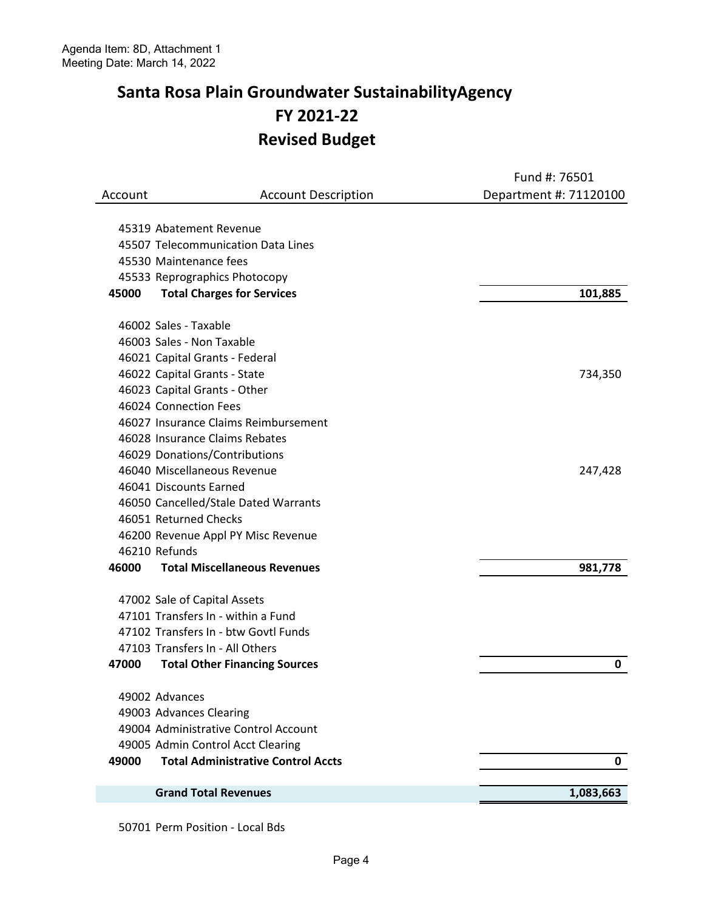Agenda Item: 8D, Attachment 1
Meeting Date: March 14, 2022

# Santa Rosa Plain Groundwater SustainabilityAgency
## FY 2021-22
## Revised Budget

| Account | Account Description | Fund #: 76501<br>Department #: 71120100 |
|---|---|---|
| 45319 | Abatement Revenue | |
| 45507 | Telecommunication Data Lines | |
| 45530 | Maintenance fees | |
| 45533 | Reprographics Photocopy | |
| **45000** | **Total Charges for Services** | **101,885** |
| 46002 | Sales - Taxable | |
| 46003 | Sales - Non Taxable | |
| 46021 | Capital Grants - Federal | |
| 46022 | Capital Grants - State | 734,350 |
| 46023 | Capital Grants - Other | |
| 46024 | Connection Fees | |
| 46027 | Insurance Claims Reimbursement | |
| 46028 | Insurance Claims Rebates | |
| 46029 | Donations/Contributions | |
| 46040 | Miscellaneous Revenue | 247,428 |
| 46041 | Discounts Earned | |
| 46050 | Cancelled/Stale Dated Warrants | |
| 46051 | Returned Checks | |
| 46200 | Revenue Appl PY Misc Revenue | |
| 46210 | Refunds | |
| **46000** | **Total Miscellaneous Revenues** | **981,778** |
| 47002 | Sale of Capital Assets | |
| 47101 | Transfers In - within a Fund | |
| 47102 | Transfers In - btw Govtl Funds | |
| 47103 | Transfers In - All Others | |
| **47000** | **Total Other Financing Sources** | **0** |
| 49002 | Advances | |
| 49003 | Advances Clearing | |
| 49004 | Administrative Control Account | |
| 49005 | Admin Control Acct Clearing | |
| **49000** | **Total Administrative Control Accts** | **0** |
| | **Grand Total Revenues** | **1,083,663** |
| 50701 | Perm Position - Local Bds | |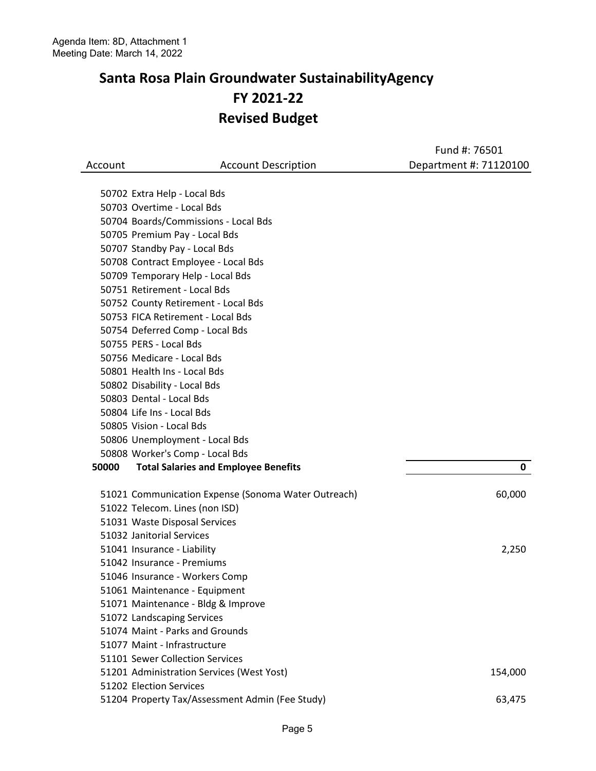Agenda Item: 8D, Attachment 1
Meeting Date: March 14, 2022

# Santa Rosa Plain Groundwater SustainabilityAgency
## FY 2021-22
## Revised Budget

| Account | Account Description | Fund #: 76501<br>Department #: 71120100 |
|---|---|---|
| 50702 | Extra Help - Local Bds | |
| 50703 | Overtime - Local Bds | |
| 50704 | Boards/Commissions - Local Bds | |
| 50705 | Premium Pay - Local Bds | |
| 50707 | Standby Pay - Local Bds | |
| 50708 | Contract Employee - Local Bds | |
| 50709 | Temporary Help - Local Bds | |
| 50751 | Retirement - Local Bds | |
| 50752 | County Retirement - Local Bds | |
| 50753 | FICA Retirement - Local Bds | |
| 50754 | Deferred Comp - Local Bds | |
| 50755 | PERS - Local Bds | |
| 50756 | Medicare - Local Bds | |
| 50801 | Health Ins - Local Bds | |
| 50802 | Disability - Local Bds | |
| 50803 | Dental - Local Bds | |
| 50804 | Life Ins - Local Bds | |
| 50805 | Vision - Local Bds | |
| 50806 | Unemployment - Local Bds | |
| 50808 | Worker's Comp - Local Bds | |
| **50000** | **Total Salaries and Employee Benefits** | **0** |
| 51021 | Communication Expense (Sonoma Water Outreach) | 60,000 |
| 51022 | Telecom. Lines (non ISD) | |
| 51031 | Waste Disposal Services | |
| 51032 | Janitorial Services | |
| 51041 | Insurance - Liability | 2,250 |
| 51042 | Insurance - Premiums | |
| 51046 | Insurance - Workers Comp | |
| 51061 | Maintenance - Equipment | |
| 51071 | Maintenance - Bldg & Improve | |
| 51072 | Landscaping Services | |
| 51074 | Maint - Parks and Grounds | |
| 51077 | Maint - Infrastructure | |
| 51101 | Sewer Collection Services | |
| 51201 | Administration Services (West Yost) | 154,000 |
| 51202 | Election Services | |
| 51204 | Property Tax/Assessment Admin (Fee Study) | 63,475 |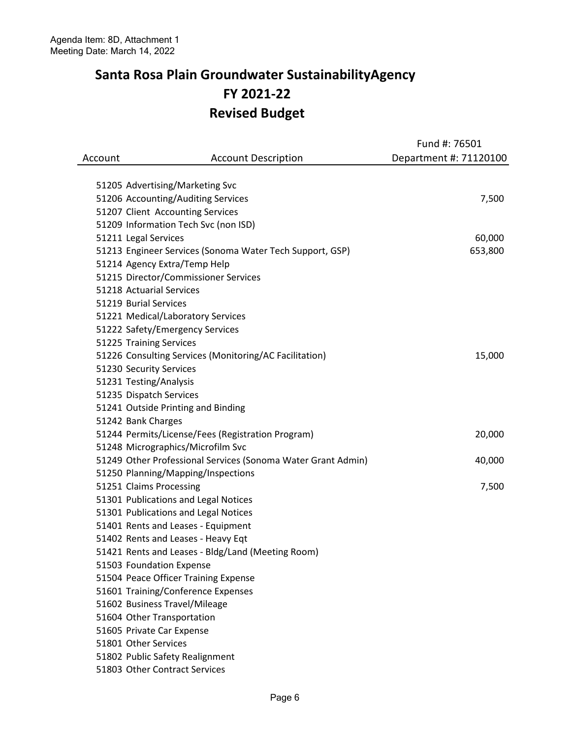Agenda Item: 8D, Attachment 1
Meeting Date: March 14, 2022

# Santa Rosa Plain Groundwater SustainabilityAgency
# FY 2021-22
# Revised Budget

| Account | Account Description | Fund #: 76501 Department #: 71120100 |
|---|---|---|
| 51205 | Advertising/Marketing Svc | |
| 51206 | Accounting/Auditing Services | 7,500 |
| 51207 | Client Accounting Services | |
| 51209 | Information Tech Svc (non ISD) | |
| 51211 | Legal Services | 60,000 |
| 51213 | Engineer Services (Sonoma Water Tech Support, GSP) | 653,800 |
| 51214 | Agency Extra/Temp Help | |
| 51215 | Director/Commissioner Services | |
| 51218 | Actuarial Services | |
| 51219 | Burial Services | |
| 51221 | Medical/Laboratory Services | |
| 51222 | Safety/Emergency Services | |
| 51225 | Training Services | |
| 51226 | Consulting Services (Monitoring/AC Facilitation) | 15,000 |
| 51230 | Security Services | |
| 51231 | Testing/Analysis | |
| 51235 | Dispatch Services | |
| 51241 | Outside Printing and Binding | |
| 51242 | Bank Charges | |
| 51244 | Permits/License/Fees (Registration Program) | 20,000 |
| 51248 | Micrographics/Microfilm Svc | |
| 51249 | Other Professional Services (Sonoma Water Grant Admin) | 40,000 |
| 51250 | Planning/Mapping/Inspections | |
| 51251 | Claims Processing | 7,500 |
| 51301 | Publications and Legal Notices | |
| 51301 | Publications and Legal Notices | |
| 51401 | Rents and Leases - Equipment | |
| 51402 | Rents and Leases - Heavy Eqt | |
| 51421 | Rents and Leases - Bldg/Land (Meeting Room) | |
| 51503 | Foundation Expense | |
| 51504 | Peace Officer Training Expense | |
| 51601 | Training/Conference Expenses | |
| 51602 | Business Travel/Mileage | |
| 51604 | Other Transportation | |
| 51605 | Private Car Expense | |
| 51801 | Other Services | |
| 51802 | Public Safety Realignment | |
| 51803 | Other Contract Services | |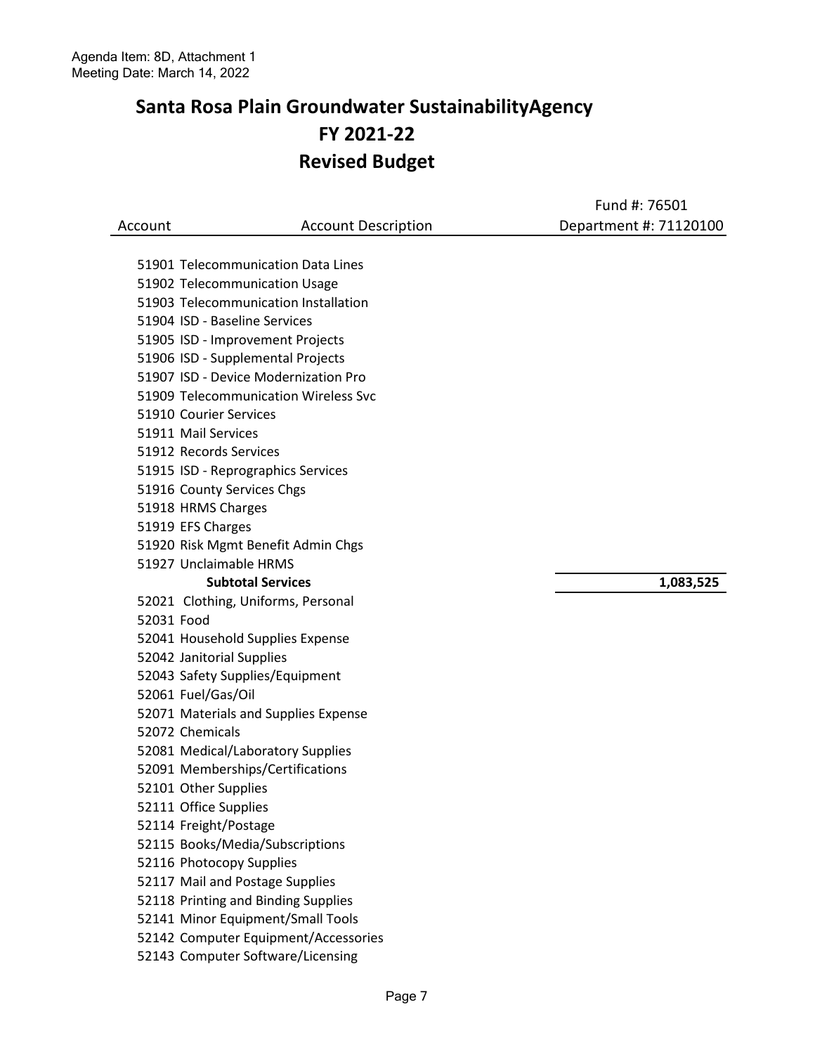Agenda Item: 8D, Attachment 1
Meeting Date: March 14, 2022

# Santa Rosa Plain Groundwater SustainabilityAgency
## FY 2021-22
## Revised Budget

| Account | Account Description | Fund #: 76501<br>Department #: 71120100 |
|---|---|---|
| 51901 | Telecommunication Data Lines | |
| 51902 | Telecommunication Usage | |
| 51903 | Telecommunication Installation | |
| 51904 | ISD - Baseline Services | |
| 51905 | ISD - Improvement Projects | |
| 51906 | ISD - Supplemental Projects | |
| 51907 | ISD - Device Modernization Pro | |
| 51909 | Telecommunication Wireless Svc | |
| 51910 | Courier Services | |
| 51911 | Mail Services | |
| 51912 | Records Services | |
| 51915 | ISD - Reprographics Services | |
| 51916 | County Services Chgs | |
| 51918 | HRMS Charges | |
| 51919 | EFS Charges | |
| 51920 | Risk Mgmt Benefit Admin Chgs | |
| 51927 | Unclaimable HRMS | |
| | **Subtotal Services** | **1,083,525** |
| 52021 | Clothing, Uniforms, Personal | |
| 52031 | Food | |
| 52041 | Household Supplies Expense | |
| 52042 | Janitorial Supplies | |
| 52043 | Safety Supplies/Equipment | |
| 52061 | Fuel/Gas/Oil | |
| 52071 | Materials and Supplies Expense | |
| 52072 | Chemicals | |
| 52081 | Medical/Laboratory Supplies | |
| 52091 | Memberships/Certifications | |
| 52101 | Other Supplies | |
| 52111 | Office Supplies | |
| 52114 | Freight/Postage | |
| 52115 | Books/Media/Subscriptions | |
| 52116 | Photocopy Supplies | |
| 52117 | Mail and Postage Supplies | |
| 52118 | Printing and Binding Supplies | |
| 52141 | Minor Equipment/Small Tools | |
| 52142 | Computer Equipment/Accessories | |
| 52143 | Computer Software/Licensing | |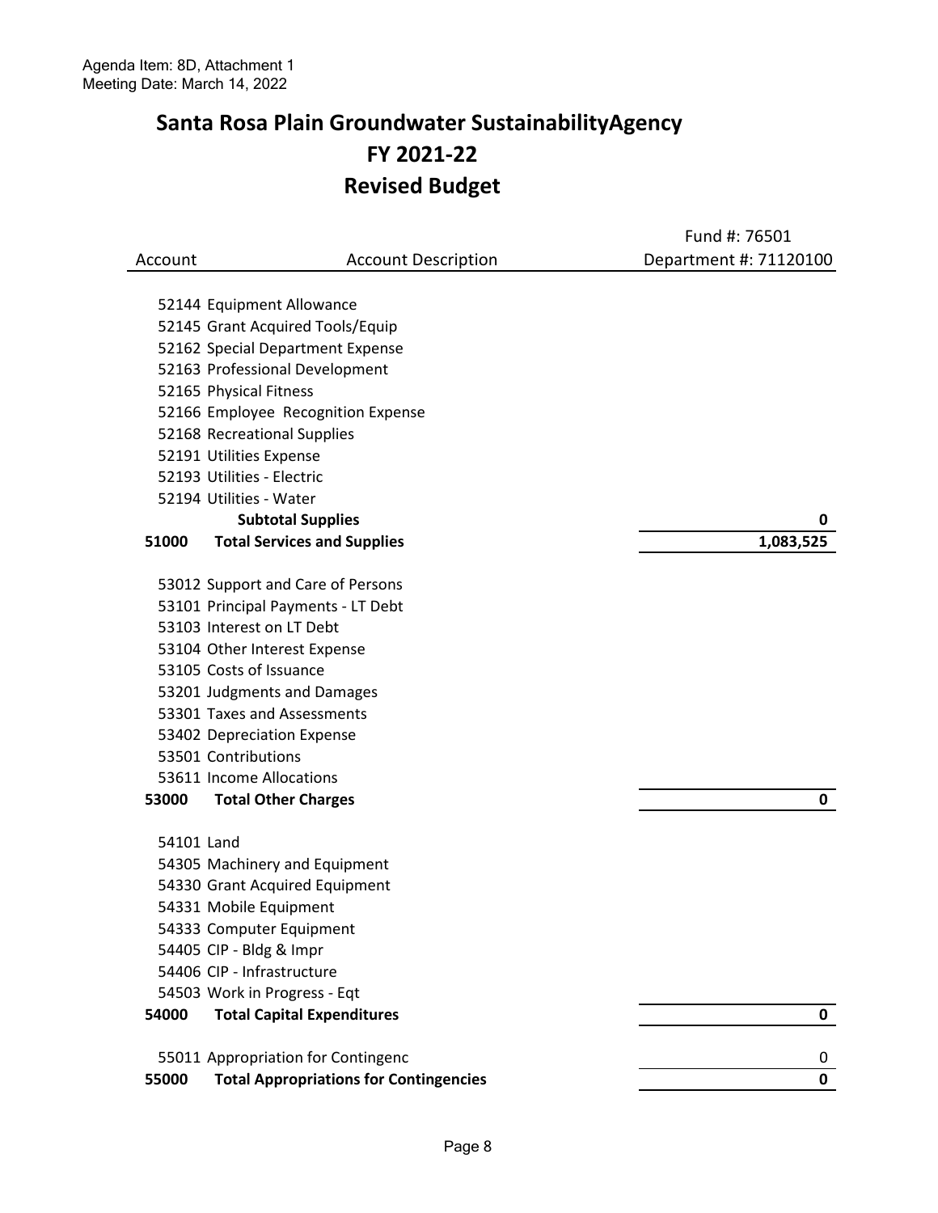Agenda Item: 8D, Attachment 1
Meeting Date: March 14, 2022

# Santa Rosa Plain Groundwater SustainabilityAgency
## FY 2021-22
## Revised Budget

| Account | Account Description | Fund #: 76501 Department #: 71120100 |
|---|---|---|
| 52144 | Equipment Allowance | |
| 52145 | Grant Acquired Tools/Equip | |
| 52162 | Special Department Expense | |
| 52163 | Professional Development | |
| 52165 | Physical Fitness | |
| 52166 | Employee Recognition Expense | |
| 52168 | Recreational Supplies | |
| 52191 | Utilities Expense | |
| 52193 | Utilities - Electric | |
| 52194 | Utilities - Water | |
| | **Subtotal Supplies** | **0** |
| **51000** | **Total Services and Supplies** | **1,083,525** |
| 53012 | Support and Care of Persons | |
| 53101 | Principal Payments - LT Debt | |
| 53103 | Interest on LT Debt | |
| 53104 | Other Interest Expense | |
| 53105 | Costs of Issuance | |
| 53201 | Judgments and Damages | |
| 53301 | Taxes and Assessments | |
| 53402 | Depreciation Expense | |
| 53501 | Contributions | |
| 53611 | Income Allocations | |
| **53000** | **Total Other Charges** | **0** |
| 54101 | Land | |
| 54305 | Machinery and Equipment | |
| 54330 | Grant Acquired Equipment | |
| 54331 | Mobile Equipment | |
| 54333 | Computer Equipment | |
| 54405 | CIP - Bldg & Impr | |
| 54406 | CIP - Infrastructure | |
| 54503 | Work in Progress - Eqt | |
| **54000** | **Total Capital Expenditures** | **0** |
| 55011 | Appropriation for Contingenc | 0 |
| **55000** | **Total Appropriations for Contingencies** | **0** |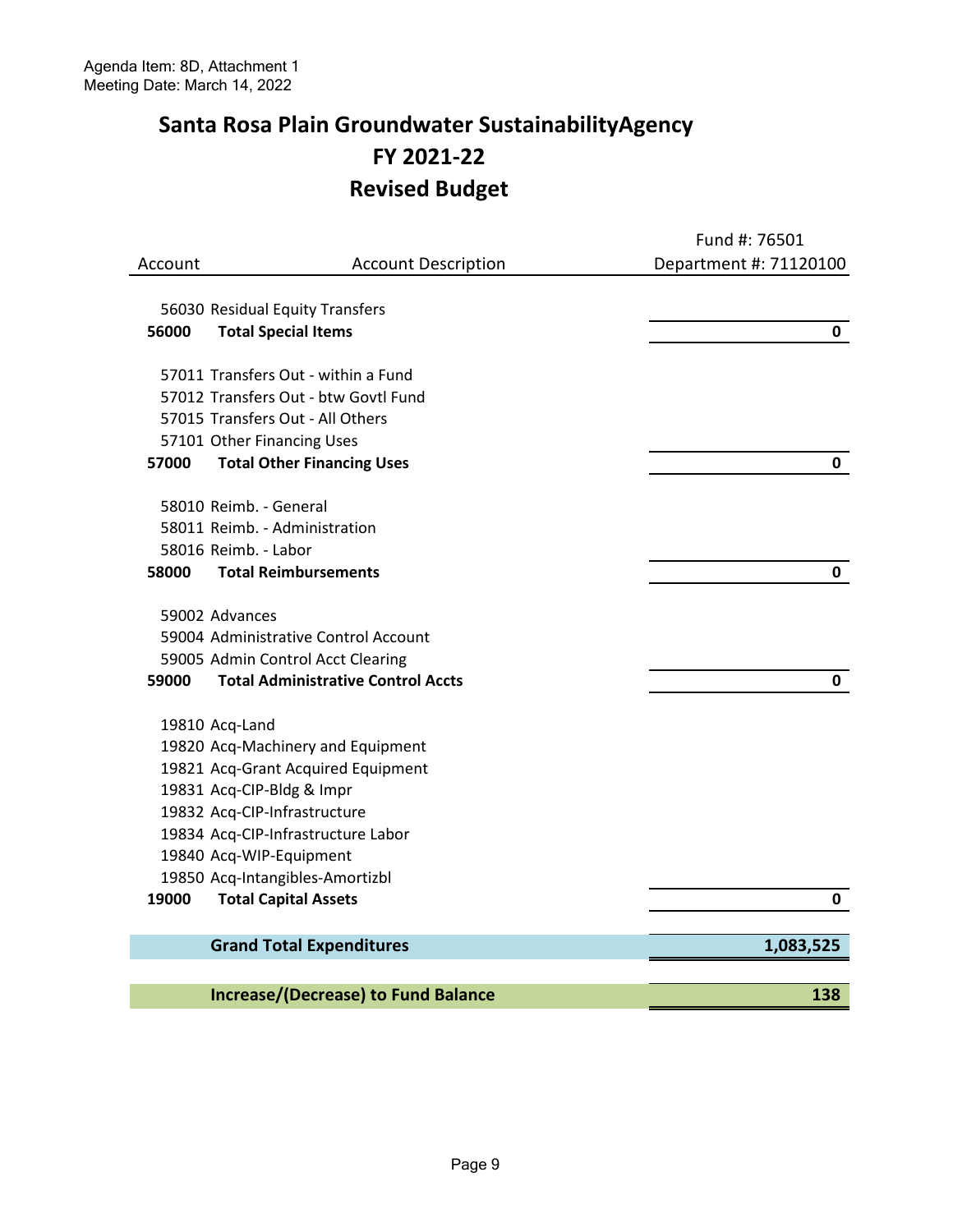Agenda Item: 8D, Attachment 1
Meeting Date: March 14, 2022

# Santa Rosa Plain Groundwater SustainabilityAgency
## FY 2021-22
## Revised Budget

| Account | Account Description | Fund #: 76501 Department #: 71120100 |
|---|---|---|
| 56030 | Residual Equity Transfers | |
| **56000** | **Total Special Items** | **0** |
| 57011 | Transfers Out - within a Fund | |
| 57012 | Transfers Out - btw Govtl Fund | |
| 57015 | Transfers Out - All Others | |
| 57101 | Other Financing Uses | |
| **57000** | **Total Other Financing Uses** | **0** |
| 58010 | Reimb. - General | |
| 58011 | Reimb. - Administration | |
| 58016 | Reimb. - Labor | |
| **58000** | **Total Reimbursements** | **0** |
| 59002 | Advances | |
| 59004 | Administrative Control Account | |
| 59005 | Admin Control Acct Clearing | |
| **59000** | **Total Administrative Control Accts** | **0** |
| 19810 | Acq-Land | |
| 19820 | Acq-Machinery and Equipment | |
| 19821 | Acq-Grant Acquired Equipment | |
| 19831 | Acq-CIP-Bldg & Impr | |
| 19832 | Acq-CIP-Infrastructure | |
| 19834 | Acq-CIP-Infrastructure Labor | |
| 19840 | Acq-WIP-Equipment | |
| 19850 | Acq-Intangibles-Amortizbl | |
| **19000** | **Total Capital Assets** | **0** |
| | **Grand Total Expenditures** | **1,083,525** |
| | **Increase/(Decrease) to Fund Balance** | **138** |